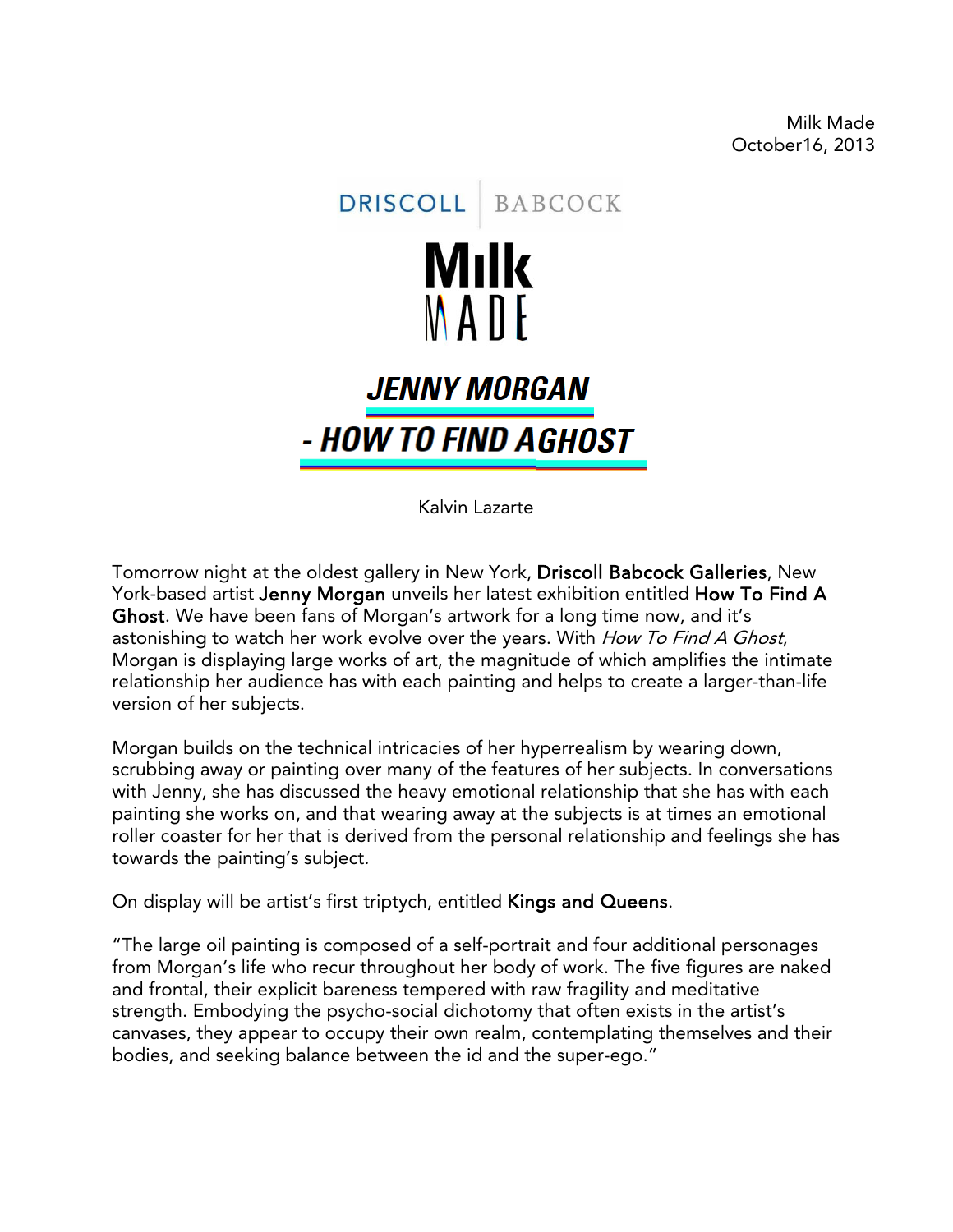Milk Made
October16, 2013

DRISCOLL | BABCOCK

Milk MADE

# JENNY MORGAN - HOW TO FIND AGHOST

Kalvin Lazarte

Tomorrow night at the oldest gallery in New York, **Driscoll Babcock Galleries**, New York-based artist **Jenny Morgan** unveils her latest exhibition entitled **How To Find A Ghost**. We have been fans of Morgan's artwork for a long time now, and it's astonishing to watch her work evolve over the years. With *How To Find A Ghost*, Morgan is displaying large works of art, the magnitude of which amplifies the intimate relationship her audience has with each painting and helps to create a larger-than-life version of her subjects.

Morgan builds on the technical intricacies of her hyperrealism by wearing down, scrubbing away or painting over many of the features of her subjects. In conversations with Jenny, she has discussed the heavy emotional relationship that she has with each painting she works on, and that wearing away at the subjects is at times an emotional roller coaster for her that is derived from the personal relationship and feelings she has towards the painting's subject.

On display will be artist's first triptych, entitled **Kings and Queens**.

"The large oil painting is composed of a self-portrait and four additional personages from Morgan's life who recur throughout her body of work. The five figures are naked and frontal, their explicit bareness tempered with raw fragility and meditative strength. Embodying the psycho-social dichotomy that often exists in the artist's canvases, they appear to occupy their own realm, contemplating themselves and their bodies, and seeking balance between the id and the super-ego."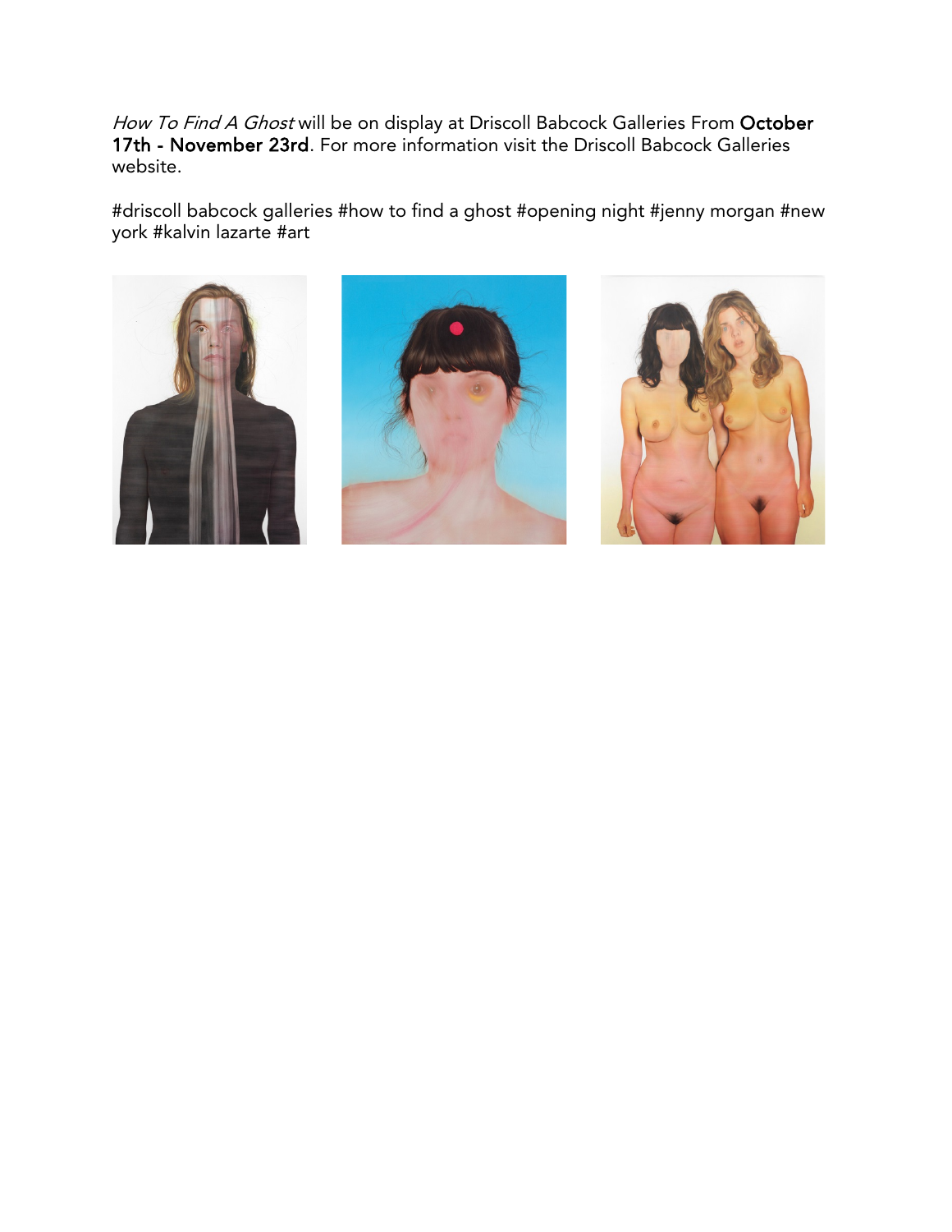*How To Find A Ghost* will be on display at Driscoll Babcock Galleries From **October 17th - November 23rd**. For more information visit the Driscoll Babcock Galleries website.

#driscoll babcock galleries #how to find a ghost #opening night #jenny morgan #new york #kalvin lazarte #art